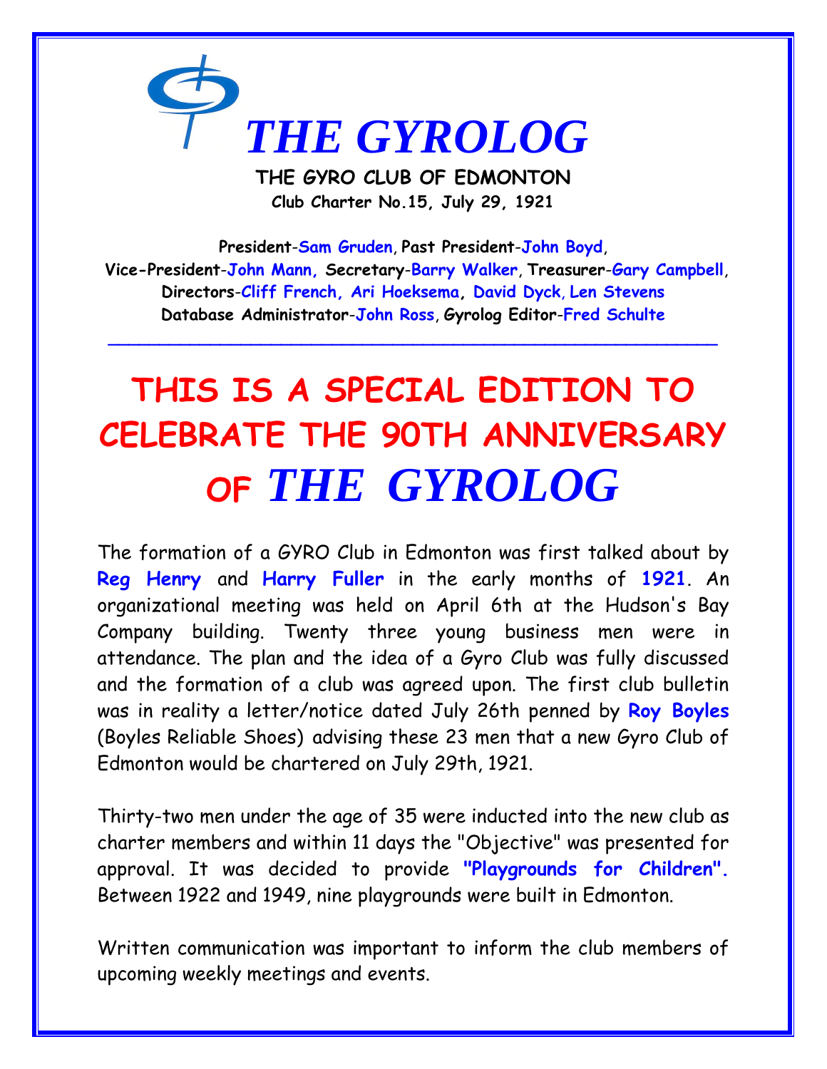# THE GYROLOG

**THE GYRO CLUB OF EDMONTON**

**Club Charter No.15, July 29, 1921**

**President-Sam Gruden, Past President-John Boyd,**
**Vice-President-John Mann, Secretary-Barry Walker, Treasurer-Gary Campbell,**
**Directors-Cliff French, Ari Hoeksema, David Dyck, Len Stevens**
**Database Administrator-John Ross, Gyrolog Editor-Fred Schulte**

---

## THIS IS A SPECIAL EDITION TO CELEBRATE THE 90TH ANNIVERSARY OF *THE GYROLOG*

The formation of a GYRO Club in Edmonton was first talked about by **Reg Henry** and **Harry Fuller** in the early months of **1921**. An organizational meeting was held on April 6th at the Hudson's Bay Company building. Twenty three young business men were in attendance. The plan and the idea of a Gyro Club was fully discussed and the formation of a club was agreed upon. The first club bulletin was in reality a letter/notice dated July 26th penned by **Roy Boyles** (Boyles Reliable Shoes) advising these 23 men that a new Gyro Club of Edmonton would be chartered on July 29th, 1921.

Thirty-two men under the age of 35 were inducted into the new club as charter members and within 11 days the "Objective" was presented for approval. It was decided to provide **"Playgrounds for Children".** Between 1922 and 1949, nine playgrounds were built in Edmonton.

Written communication was important to inform the club members of upcoming weekly meetings and events.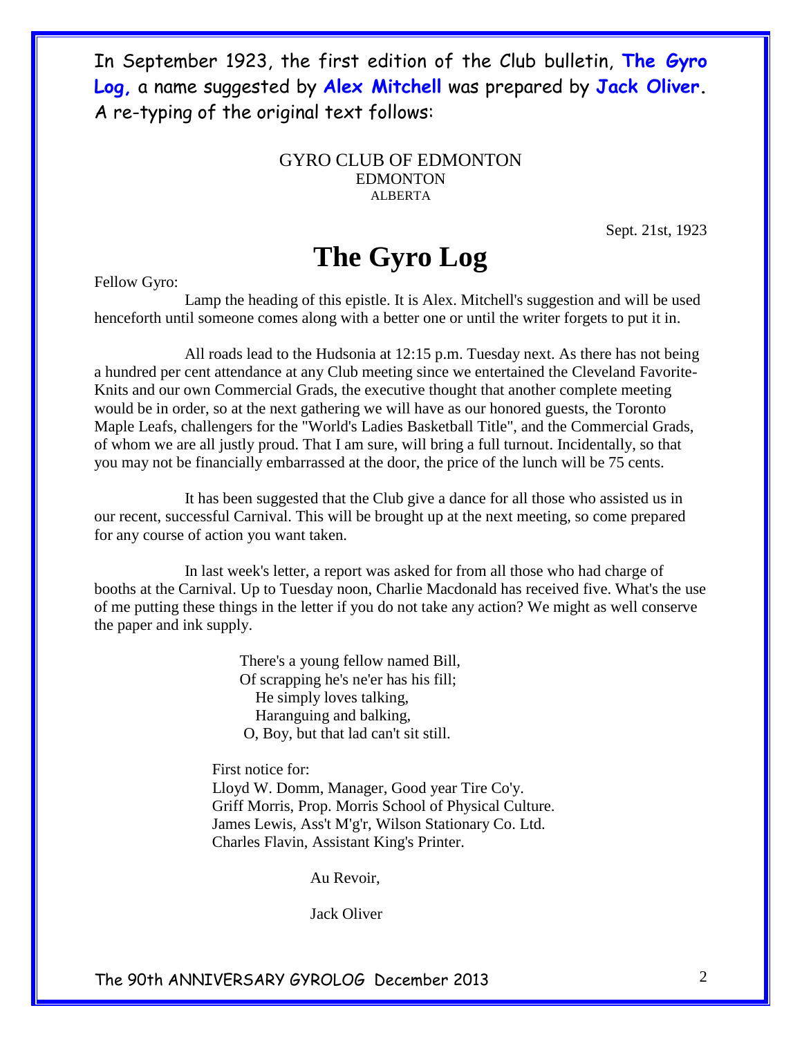In September 1923, the first edition of the Club bulletin, **The Gyro Log,** a name suggested by **Alex Mitchell** was prepared by **Jack Oliver**. A re-typing of the original text follows:

GYRO CLUB OF EDMONTON
EDMONTON
ALBERTA

Sept. 21st, 1923

# The Gyro Log

Fellow Gyro:

Lamp the heading of this epistle. It is Alex. Mitchell's suggestion and will be used henceforth until someone comes along with a better one or until the writer forgets to put it in.

All roads lead to the Hudsonia at 12:15 p.m. Tuesday next. As there has not being a hundred per cent attendance at any Club meeting since we entertained the Cleveland Favorite-Knits and our own Commercial Grads, the executive thought that another complete meeting would be in order, so at the next gathering we will have as our honored guests, the Toronto Maple Leafs, challengers for the "World's Ladies Basketball Title", and the Commercial Grads, of whom we are all justly proud. That I am sure, will bring a full turnout. Incidentally, so that you may not be financially embarrassed at the door, the price of the lunch will be 75 cents.

It has been suggested that the Club give a dance for all those who assisted us in our recent, successful Carnival. This will be brought up at the next meeting, so come prepared for any course of action you want taken.

In last week's letter, a report was asked for from all those who had charge of booths at the Carnival. Up to Tuesday noon, Charlie Macdonald has received five. What's the use of me putting these things in the letter if you do not take any action? We might as well conserve the paper and ink supply.

There's a young fellow named Bill,
Of scrapping he's ne'er has his fill;
He simply loves talking,
Haranguing and balking,
O, Boy, but that lad can't sit still.

First notice for:
Lloyd W. Domm, Manager, Good year Tire Co'y.
Griff Morris, Prop. Morris School of Physical Culture.
James Lewis, Ass't M'g'r, Wilson Stationary Co. Ltd.
Charles Flavin, Assistant King's Printer.

Au Revoir,

Jack Oliver

The 90th ANNIVERSARY GYROLOG December 2013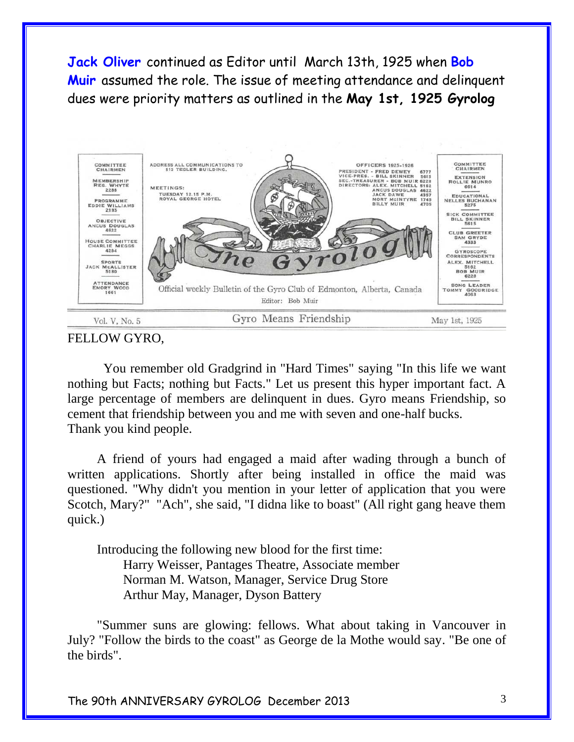**Jack Oliver** continued as Editor until March 13th, 1925 when **Bob Muir** assumed the role. The issue of meeting attendance and delinquent dues were priority matters as outlined in the **May 1st, 1925 Gyrolog**

COMMITTEE CHAIRMEN

MEMBERSHIP
REG. WHYTE
2288

PROGRAMME
EDDIE WILLIAMS
2185

OBJECTIVE
ANGUS DOUGLAS
4622

HOUSE COMMITTEE
CHARLIE MEGGS
4284

SPORTS
JACK McALLISTER
5180

ATTENDANCE
EMORY WOOD
1661

ADDRESS ALL COMMUNICATIONS TO
513 TEGLER BUILDING.

MEETINGS:
TUESDAY 12.15 P.M.
ROYAL GEORGE HOTEL

OFFICERS 1925-1926
PRESIDENT - FRED DEWEY 6777
VICE-PRES. - BILL SKINNER 5615
SEC.-TREASURER - BOB MUIR 6228
DIRECTORS: ALEX. MITCHELL 5162
ANGUS DOUGLAS 4622
JACK DAWE 4357
MORT McINTYRE 1745
BILLY MUIR 4705

COMMITTEE CHAIRMEN

EXTENSION
ROLLIE MUNRO
6614

EDUCATIONAL
NELLES BUCHANAN
5275

SICK COMMITTEE
BILL SKINNER
5615

CLUB GREETER
SAM GRYDE
4333

GYROSCOPE CORRESPONDENTS
ALEX. MITCHELL
5162
BOB MUIR
6228

SONG LEADER
TOMMY GOODRIDGE
4063

# The Gyrolog

Official weekly Bulletin of the Gyro Club of Edmonton, Alberta, Canada

Editor: Bob Muir

Vol. V, No. 5 — Gyro Means Friendship — May 1st, 1925

FELLOW GYRO,

You remember old Gradgrind in "Hard Times" saying "In this life we want nothing but Facts; nothing but Facts." Let us present this hyper important fact. A large percentage of members are delinquent in dues. Gyro means Friendship, so cement that friendship between you and me with seven and one-half bucks. Thank you kind people.

A friend of yours had engaged a maid after wading through a bunch of written applications. Shortly after being installed in office the maid was questioned. "Why didn't you mention in your letter of application that you were Scotch, Mary?" "Ach", she said, "I didna like to boast" (All right gang heave them quick.)

Introducing the following new blood for the first time:

Harry Weisser, Pantages Theatre, Associate member
Norman M. Watson, Manager, Service Drug Store
Arthur May, Manager, Dyson Battery

"Summer suns are glowing: fellows. What about taking in Vancouver in July? "Follow the birds to the coast" as George de la Mothe would say. "Be one of the birds".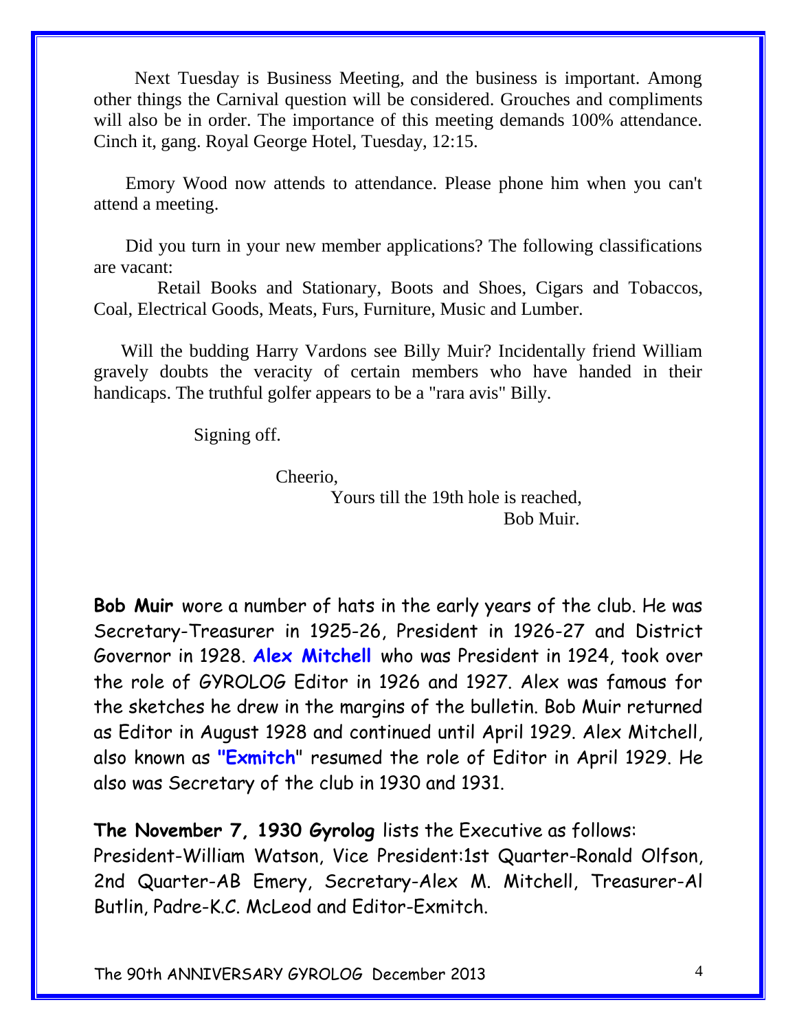Next Tuesday is Business Meeting, and the business is important. Among other things the Carnival question will be considered. Grouches and compliments will also be in order. The importance of this meeting demands 100% attendance. Cinch it, gang. Royal George Hotel, Tuesday, 12:15.

Emory Wood now attends to attendance. Please phone him when you can't attend a meeting.

Did you turn in your new member applications? The following classifications are vacant:

Retail Books and Stationary, Boots and Shoes, Cigars and Tobaccos, Coal, Electrical Goods, Meats, Furs, Furniture, Music and Lumber.

Will the budding Harry Vardons see Billy Muir? Incidentally friend William gravely doubts the veracity of certain members who have handed in their handicaps. The truthful golfer appears to be a "rara avis" Billy.

Signing off.

Cheerio,
Yours till the 19th hole is reached,
Bob Muir.

**Bob Muir** wore a number of hats in the early years of the club. He was Secretary-Treasurer in 1925-26, President in 1926-27 and District Governor in 1928. **Alex Mitchell** who was President in 1924, took over the role of GYROLOG Editor in 1926 and 1927. Alex was famous for the sketches he drew in the margins of the bulletin. Bob Muir returned as Editor in August 1928 and continued until April 1929. Alex Mitchell, also known as **"Exmitch"** resumed the role of Editor in April 1929. He also was Secretary of the club in 1930 and 1931.

**The November 7, 1930 Gyrolog** lists the Executive as follows:
President-William Watson, Vice President:1st Quarter-Ronald Olfson, 2nd Quarter-AB Emery, Secretary-Alex M. Mitchell, Treasurer-Al Butlin, Padre-K.C. McLeod and Editor-Exmitch.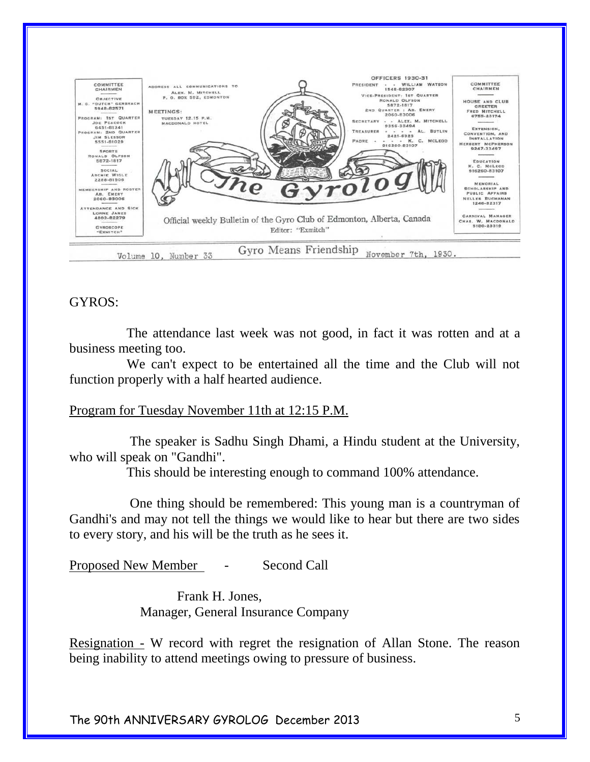COMMITTEE CHAIRMEN

OBJECTIVE
M. G. "DUTCH" GERBRACH
5948-82571

PROGRAM: 1ST QUARTER
JOE PEACOCK
6451-81341

PROGRAM: 2ND QUARTER
JIM SLESSOR
5551-81029

SPORTS
RONALD OLFSON
5872-1817

SOCIAL
ARCHIE WIGLE
2288-81506

MEMBERSHIP AND ROSTER
AB. EMERY
2060-83006

ATTENDANCE AND SICK
LORNE JAMES
4803-82279

GYROSCOPE
"EXMITCH"

ADDRESS ALL COMMUNICATIONS TO
ALEX. M. MITCHELL
P. O. BOX 592, EDMONTON

MEETINGS:
TUESDAY 12.15 P.M.
MACDONALD HOTEL

# The Gyrolog

Official weekly Bulletin of the Gyro Club of Edmonton, Alberta, Canada

Editor: "Exmitch"

OFFICERS 1930-31

PRESIDENT - - WILLIAM WATSON
1548-82307

VICE-PRESIDENT: 1ST QUARTER
RONALD OLFSON
5872-1817

2ND QUARTER : AB. EMERY
2060-83006

SECRETARY - - ALEX. M. MITCHELL
9356-33494

TREASURER - - - - AL. BUTLIN
2421-6923

PADRE - - - - K. C. MCLEOD
916260-83107

COMMITTEE CHAIRMEN

HOUSE AND CLUB GREETER
FRED MITCHELL
6755-23174

EXTENSION, CONVENTION, AND INSTALLATION
HERBERT MCPHERSON
9247-33467

EDUCATION
K. C. MCLEOD
916260-83107

MEMORIAL SCHOLARSHIP AND PUBLIC AFFAIRS
NELLES BUCHANAN
1246-82317

CARNIVAL MANAGER
CHAS. W. MACDONALD
5180-23319

Volume 10, Number 33 — Gyro Means Friendship — November 7th, 1930.

GYROS:

The attendance last week was not good, in fact it was rotten and at a business meeting too.

We can't expect to be entertained all the time and the Club will not function properly with a half hearted audience.

Program for Tuesday November 11th at 12:15 P.M.

The speaker is Sadhu Singh Dhami, a Hindu student at the University, who will speak on "Gandhi".

This should be interesting enough to command 100% attendance.

One thing should be remembered: This young man is a countryman of Gandhi's and may not tell the things we would like to hear but there are two sides to every story, and his will be the truth as he sees it.

Proposed New Member - Second Call

Frank H. Jones,
Manager, General Insurance Company

Resignation - W record with regret the resignation of Allan Stone. The reason being inability to attend meetings owing to pressure of business.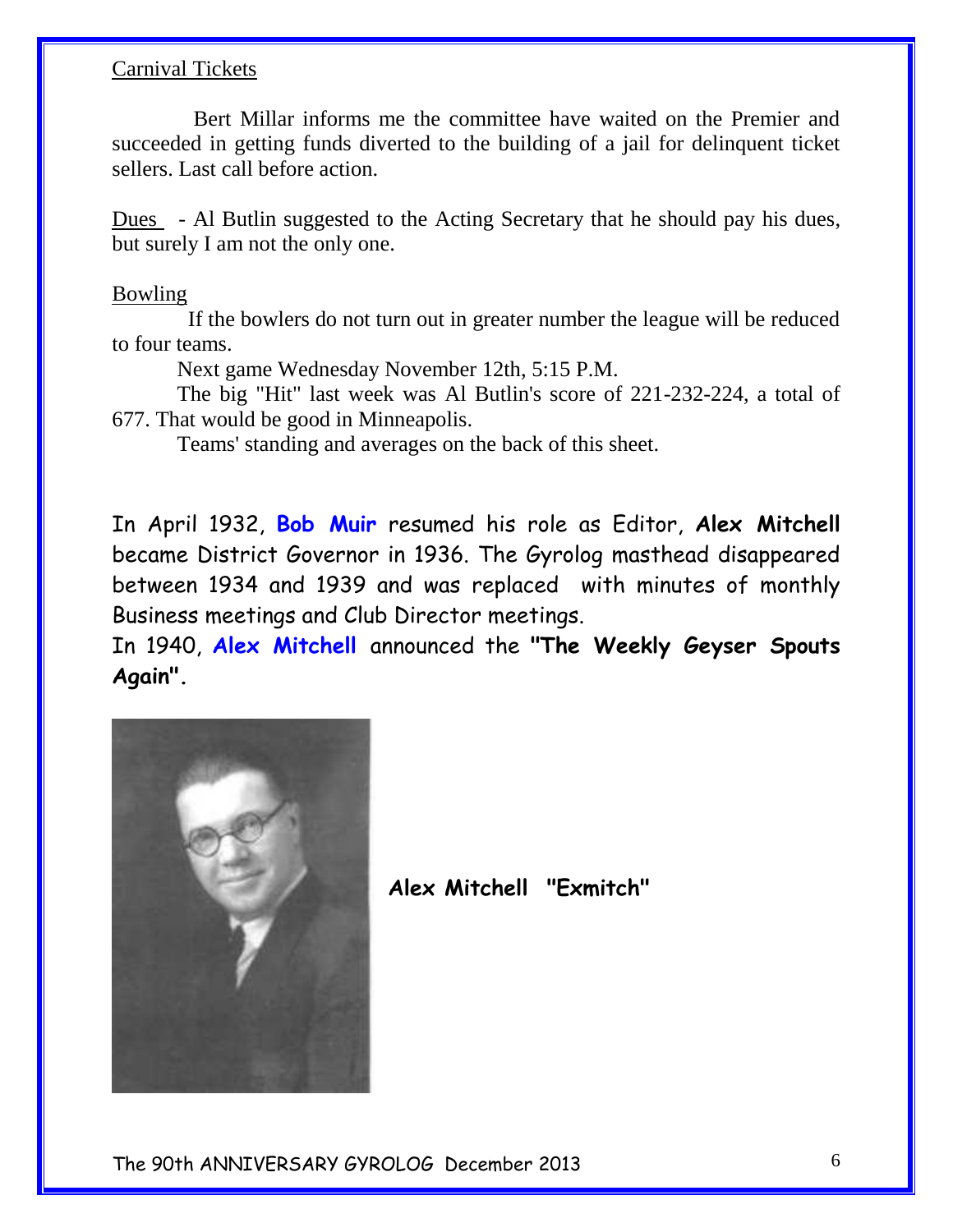Carnival Tickets

Bert Millar informs me the committee have waited on the Premier and succeeded in getting funds diverted to the building of a jail for delinquent ticket sellers. Last call before action.

Dues - Al Butlin suggested to the Acting Secretary that he should pay his dues, but surely I am not the only one.

Bowling

If the bowlers do not turn out in greater number the league will be reduced to four teams.

Next game Wednesday November 12th, 5:15 P.M.

The big "Hit" last week was Al Butlin's score of 221-232-224, a total of 677. That would be good in Minneapolis.

Teams' standing and averages on the back of this sheet.

In April 1932, **Bob Muir** resumed his role as Editor, **Alex Mitchell** became District Governor in 1936. The Gyrolog masthead disappeared between 1934 and 1939 and was replaced with minutes of monthly Business meetings and Club Director meetings.

In 1940, **Alex Mitchell** announced the **"The Weekly Geyser Spouts Again".**

**Alex Mitchell "Exmitch"**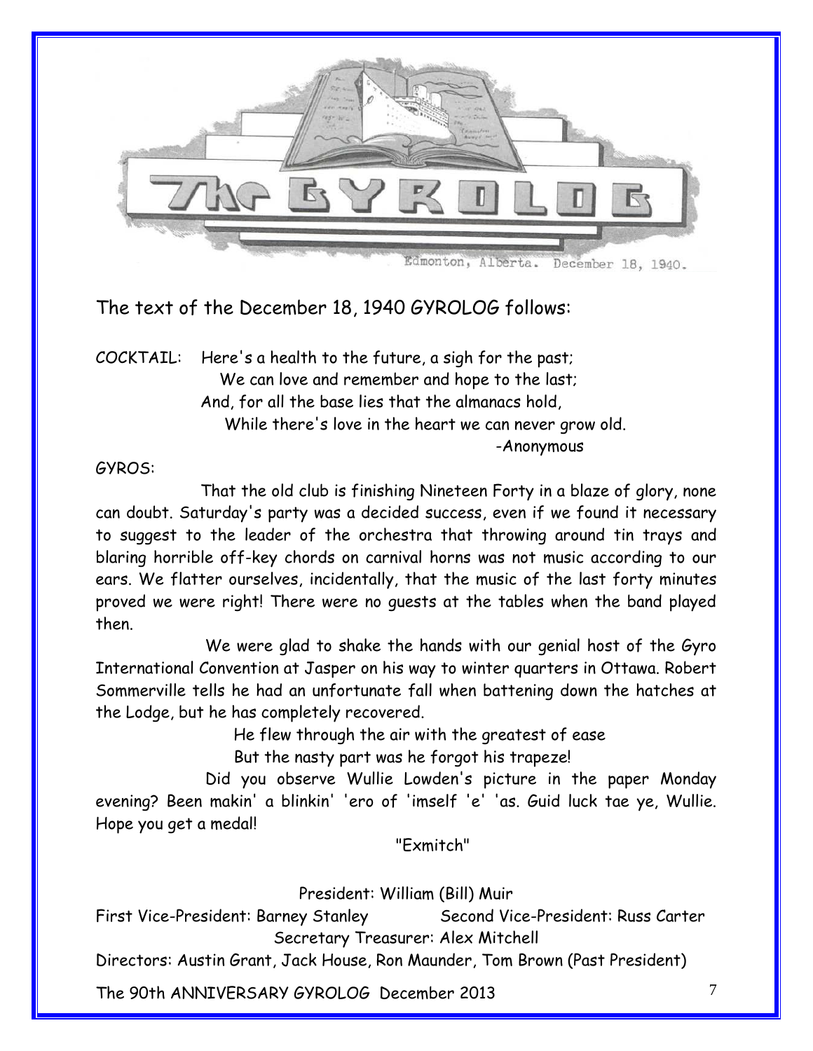The GYROLOG

Edmonton, Alberta. December 18, 1940.

The text of the December 18, 1940 GYROLOG follows:

COCKTAIL: Here's a health to the future, a sigh for the past;
We can love and remember and hope to the last;
And, for all the base lies that the almanacs hold,
While there's love in the heart we can never grow old.
-Anonymous

GYROS:

That the old club is finishing Nineteen Forty in a blaze of glory, none can doubt. Saturday's party was a decided success, even if we found it necessary to suggest to the leader of the orchestra that throwing around tin trays and blaring horrible off-key chords on carnival horns was not music according to our ears. We flatter ourselves, incidentally, that the music of the last forty minutes proved we were right! There were no guests at the tables when the band played then.

We were glad to shake the hands with our genial host of the Gyro International Convention at Jasper on his way to winter quarters in Ottawa. Robert Sommerville tells he had an unfortunate fall when battening down the hatches at the Lodge, but he has completely recovered.

He flew through the air with the greatest of ease
But the nasty part was he forgot his trapeze!

Did you observe Wullie Lowden's picture in the paper Monday evening? Been makin' a blinkin' 'ero of 'imself 'e' 'as. Guid luck tae ye, Wullie. Hope you get a medal!

"Exmitch"

President: William (Bill) Muir
First Vice-President: Barney Stanley Second Vice-President: Russ Carter
Secretary Treasurer: Alex Mitchell
Directors: Austin Grant, Jack House, Ron Maunder, Tom Brown (Past President)

The 90th ANNIVERSARY GYROLOG December 2013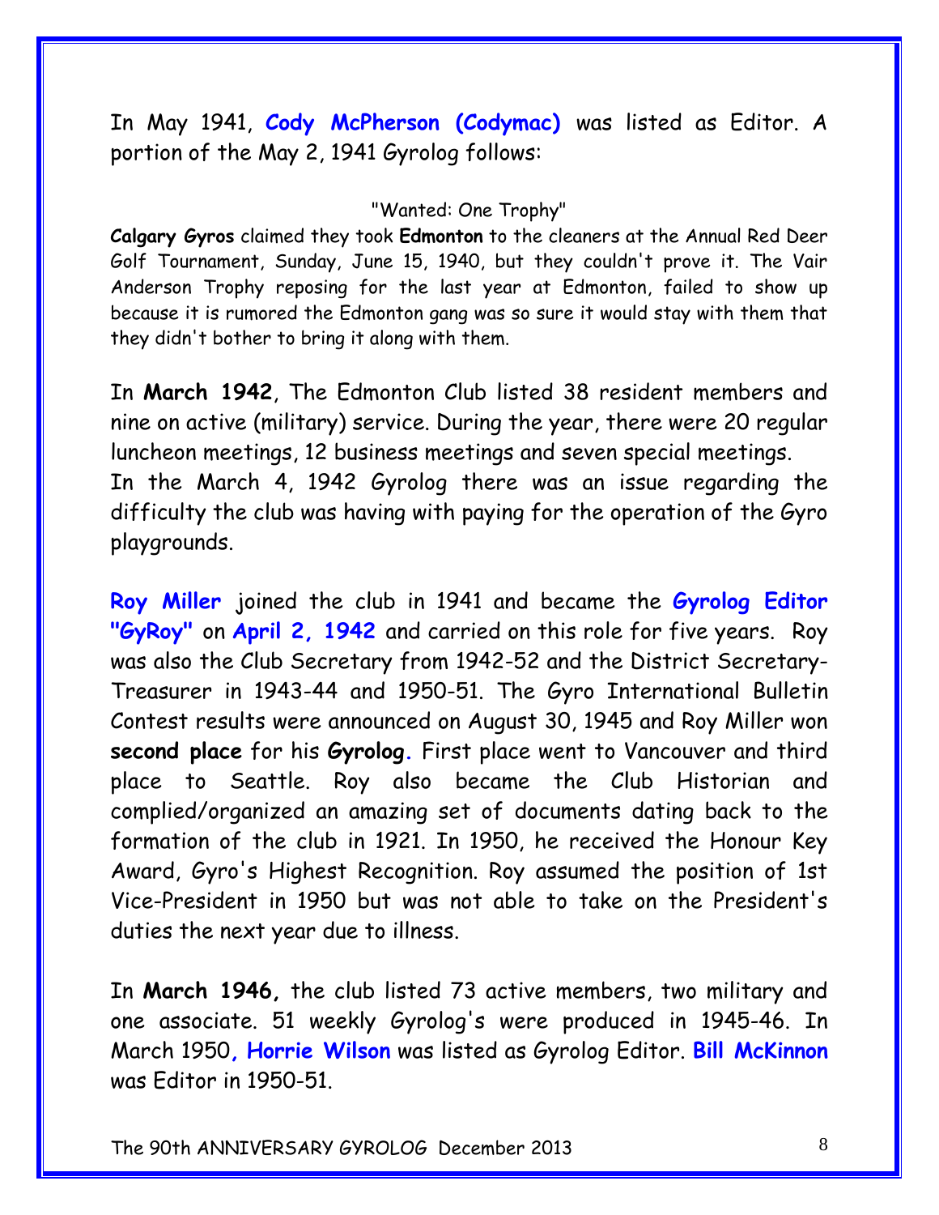In May 1941, **Cody McPherson (Codymac)** was listed as Editor. A portion of the May 2, 1941 Gyrolog follows:

"Wanted: One Trophy"

**Calgary Gyros** claimed they took **Edmonton** to the cleaners at the Annual Red Deer Golf Tournament, Sunday, June 15, 1940, but they couldn't prove it. The Vair Anderson Trophy reposing for the last year at Edmonton, failed to show up because it is rumored the Edmonton gang was so sure it would stay with them that they didn't bother to bring it along with them.

In **March 1942**, The Edmonton Club listed 38 resident members and nine on active (military) service. During the year, there were 20 regular luncheon meetings, 12 business meetings and seven special meetings. In the March 4, 1942 Gyrolog there was an issue regarding the difficulty the club was having with paying for the operation of the Gyro playgrounds.

**Roy Miller** joined the club in 1941 and became the **Gyrolog Editor "GyRoy"** on **April 2, 1942** and carried on this role for five years. Roy was also the Club Secretary from 1942-52 and the District Secretary-Treasurer in 1943-44 and 1950-51. The Gyro International Bulletin Contest results were announced on August 30, 1945 and Roy Miller won **second place** for his **Gyrolog.** First place went to Vancouver and third place to Seattle. Roy also became the Club Historian and complied/organized an amazing set of documents dating back to the formation of the club in 1921. In 1950, he received the Honour Key Award, Gyro's Highest Recognition. Roy assumed the position of 1st Vice-President in 1950 but was not able to take on the President's duties the next year due to illness.

In **March 1946,** the club listed 73 active members, two military and one associate. 51 weekly Gyrolog's were produced in 1945-46. In March 1950**, Horrie Wilson** was listed as Gyrolog Editor. **Bill McKinnon** was Editor in 1950-51.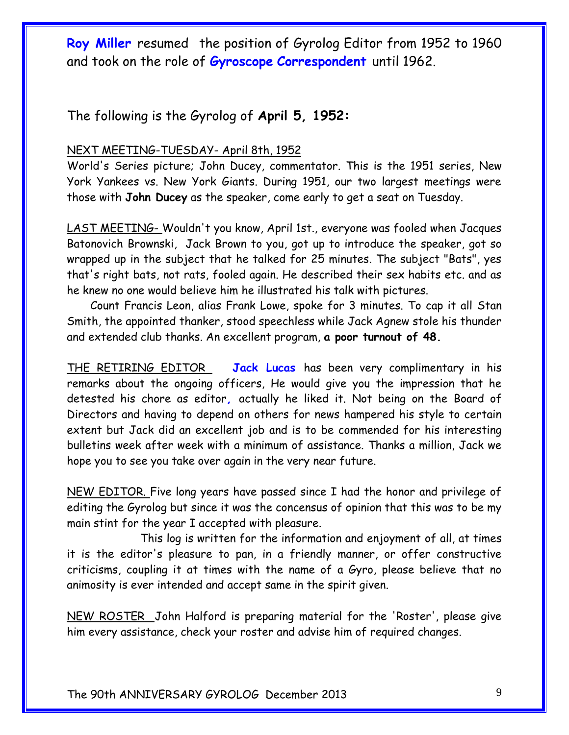**Roy Miller** resumed  the position of Gyrolog Editor from 1952 to 1960 and took on the role of **Gyroscope Correspondent** until 1962.

The following is the Gyrolog of **April 5, 1952:**

NEXT MEETING-TUESDAY- April 8th, 1952
World's Series picture; John Ducey, commentator. This is the 1951 series, New York Yankees vs. New York Giants. During 1951, our two largest meetings were those with **John Ducey** as the speaker, come early to get a seat on Tuesday.

LAST MEETING- Wouldn't you know, April 1st., everyone was fooled when Jacques Batonovich Brownski,  Jack Brown to you, got up to introduce the speaker, got so wrapped up in the subject that he talked for 25 minutes. The subject "Bats", yes that's right bats, not rats, fooled again. He described their sex habits etc. and as he knew no one would believe him he illustrated his talk with pictures.

Count Francis Leon, alias Frank Lowe, spoke for 3 minutes. To cap it all Stan Smith, the appointed thanker, stood speechless while Jack Agnew stole his thunder and extended club thanks. An excellent program, **a poor turnout of 48.**

THE RETIRING EDITOR  **Jack Lucas** has been very complimentary in his remarks about the ongoing officers, He would give you the impression that he detested his chore as editor**,** actually he liked it. Not being on the Board of Directors and having to depend on others for news hampered his style to certain extent but Jack did an excellent job and is to be commended for his interesting bulletins week after week with a minimum of assistance. Thanks a million, Jack we hope you to see you take over again in the very near future.

NEW EDITOR. Five long years have passed since I had the honor and privilege of editing the Gyrolog but since it was the concensus of opinion that this was to be my main stint for the year I accepted with pleasure.

This log is written for the information and enjoyment of all, at times it is the editor's pleasure to pan, in a friendly manner, or offer constructive criticisms, coupling it at times with the name of a Gyro, please believe that no animosity is ever intended and accept same in the spirit given.

NEW ROSTER  John Halford is preparing material for the 'Roster', please give him every assistance, check your roster and advise him of required changes.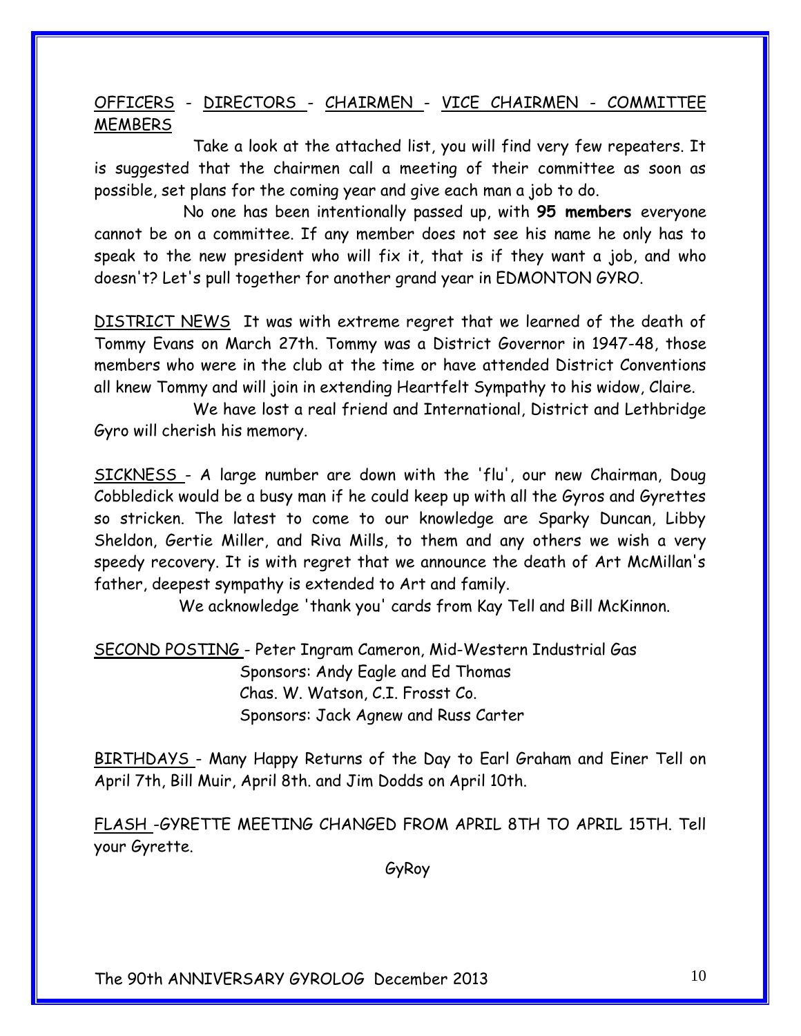OFFICERS - DIRECTORS - CHAIRMEN - VICE CHAIRMEN - COMMITTEE MEMBERS

Take a look at the attached list, you will find very few repeaters. It is suggested that the chairmen call a meeting of their committee as soon as possible, set plans for the coming year and give each man a job to do.

No one has been intentionally passed up, with **95 members** everyone cannot be on a committee. If any member does not see his name he only has to speak to the new president who will fix it, that is if they want a job, and who doesn't? Let's pull together for another grand year in EDMONTON GYRO.

DISTRICT NEWS It was with extreme regret that we learned of the death of Tommy Evans on March 27th. Tommy was a District Governor in 1947-48, those members who were in the club at the time or have attended District Conventions all knew Tommy and will join in extending Heartfelt Sympathy to his widow, Claire.

We have lost a real friend and International, District and Lethbridge Gyro will cherish his memory.

SICKNESS - A large number are down with the 'flu', our new Chairman, Doug Cobbledick would be a busy man if he could keep up with all the Gyros and Gyrettes so stricken. The latest to come to our knowledge are Sparky Duncan, Libby Sheldon, Gertie Miller, and Riva Mills, to them and any others we wish a very speedy recovery. It is with regret that we announce the death of Art McMillan's father, deepest sympathy is extended to Art and family.

We acknowledge 'thank you' cards from Kay Tell and Bill McKinnon.

SECOND POSTING - Peter Ingram Cameron, Mid-Western Industrial Gas
Sponsors: Andy Eagle and Ed Thomas
Chas. W. Watson, C.I. Frosst Co.
Sponsors: Jack Agnew and Russ Carter

BIRTHDAYS - Many Happy Returns of the Day to Earl Graham and Einer Tell on April 7th, Bill Muir, April 8th. and Jim Dodds on April 10th.

FLASH -GYRETTE MEETING CHANGED FROM APRIL 8TH TO APRIL 15TH. Tell your Gyrette.

GyRoy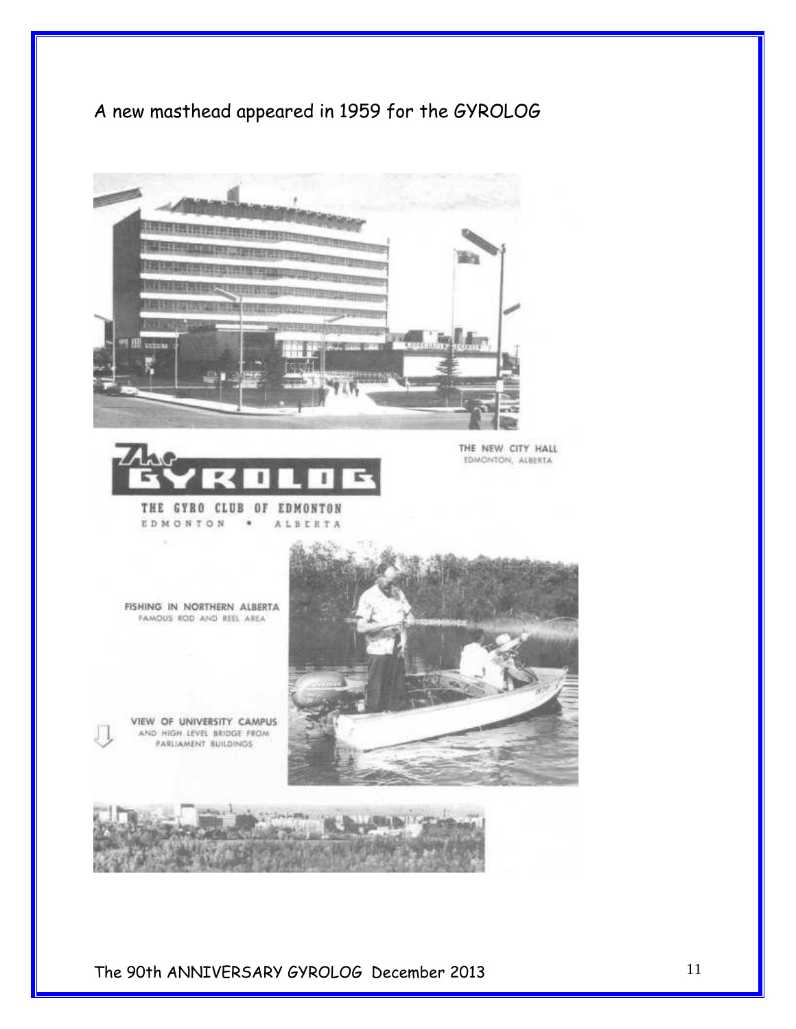A new masthead appeared in 1959 for the GYROLOG

THE NEW CITY HALL
EDMONTON, ALBERTA

The GYROLOG

THE GYRO CLUB OF EDMONTON
EDMONTON • ALBERTA

FISHING IN NORTHERN ALBERTA
FAMOUS ROD AND REEL AREA

VIEW OF UNIVERSITY CAMPUS
AND HIGH LEVEL BRIDGE FROM
PARLIAMENT BUILDINGS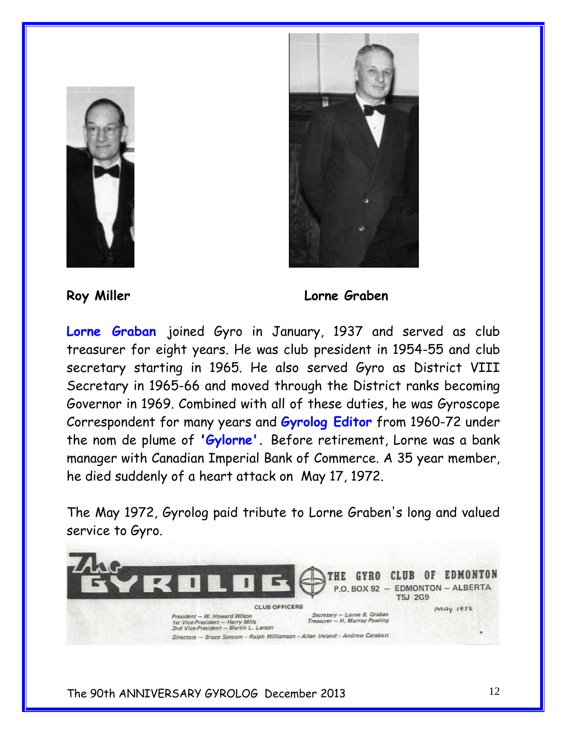**Roy Miller** **Lorne Graben**

**Lorne Graban** joined Gyro in January, 1937 and served as club treasurer for eight years. He was club president in 1954-55 and club secretary starting in 1965. He also served Gyro as District VIII Secretary in 1965-66 and moved through the District ranks becoming Governor in 1969. Combined with all of these duties, he was Gyroscope Correspondent for many years and **Gyrolog Editor** from 1960-72 under the nom de plume of **'Gylorne'.** Before retirement, Lorne was a bank manager with Canadian Imperial Bank of Commerce. A 35 year member, he died suddenly of a heart attack on May 17, 1972.

The May 1972, Gyrolog paid tribute to Lorne Graben's long and valued service to Gyro.

The GYROLOG

THE GYRO CLUB OF EDMONTON
P.O. BOX 92 — EDMONTON — ALBERTA
T5J 2G9

May 1972

CLUB OFFICERS

President — W. Howard Wilson
1st Vice-President — Harry Mills
2nd Vice-President — Martin L. Larson

Secretary — Lorne B. Graban
Treasurer — H. Murray Pawling

Directors — Bruce Sansom - Ralph Williamson - Allan Ireland - Andrew Carabott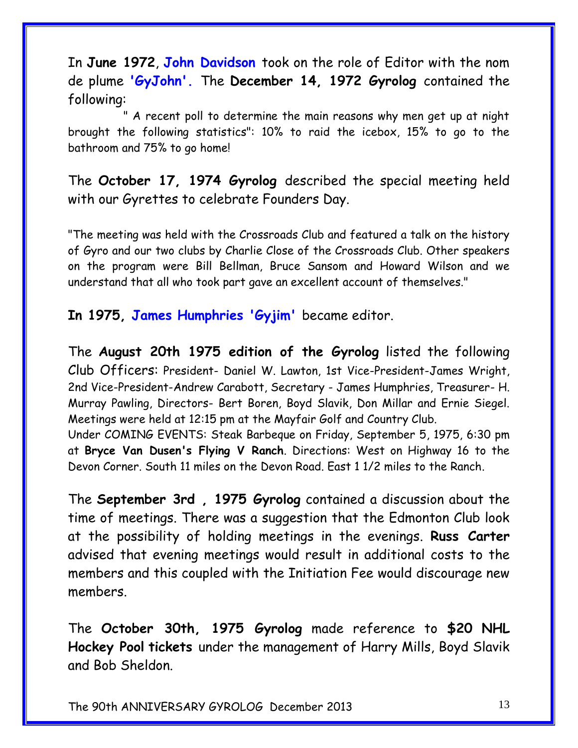In **June 1972**, **John Davidson** took on the role of Editor with the nom de plume **'GyJohn'.** The **December 14, 1972 Gyrolog** contained the following:

" A recent poll to determine the main reasons why men get up at night brought the following statistics": 10% to raid the icebox, 15% to go to the bathroom and 75% to go home!

The **October 17, 1974 Gyrolog** described the special meeting held with our Gyrettes to celebrate Founders Day.

"The meeting was held with the Crossroads Club and featured a talk on the history of Gyro and our two clubs by Charlie Close of the Crossroads Club. Other speakers on the program were Bill Bellman, Bruce Sansom and Howard Wilson and we understand that all who took part gave an excellent account of themselves."

**In 1975, James Humphries 'Gyjim'** became editor.

The **August 20th 1975 edition of the Gyrolog** listed the following Club Officers: President- Daniel W. Lawton, 1st Vice-President-James Wright, 2nd Vice-President-Andrew Carabott, Secretary - James Humphries, Treasurer- H. Murray Pawling, Directors- Bert Boren, Boyd Slavik, Don Millar and Ernie Siegel. Meetings were held at 12:15 pm at the Mayfair Golf and Country Club.
Under COMING EVENTS: Steak Barbeque on Friday, September 5, 1975, 6:30 pm at **Bryce Van Dusen's Flying V Ranch**. Directions: West on Highway 16 to the Devon Corner. South 11 miles on the Devon Road. East 1 1/2 miles to the Ranch.

The **September 3rd , 1975 Gyrolog** contained a discussion about the time of meetings. There was a suggestion that the Edmonton Club look at the possibility of holding meetings in the evenings. **Russ Carter** advised that evening meetings would result in additional costs to the members and this coupled with the Initiation Fee would discourage new members.

The **October 30th, 1975 Gyrolog** made reference to **$20 NHL Hockey Pool tickets** under the management of Harry Mills, Boyd Slavik and Bob Sheldon.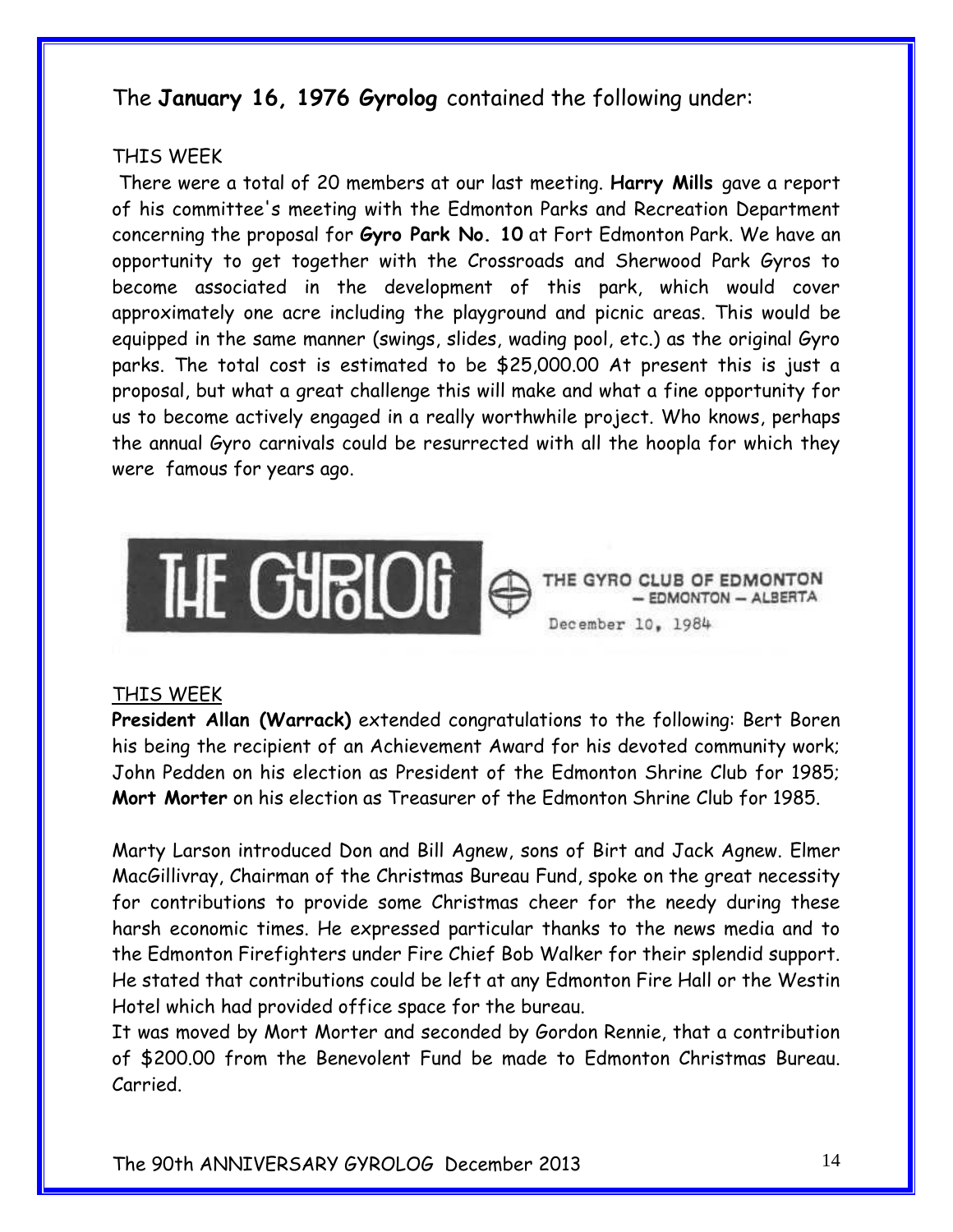The **January 16, 1976 Gyrolog** contained the following under:

THIS WEEK

There were a total of 20 members at our last meeting. **Harry Mills** gave a report of his committee's meeting with the Edmonton Parks and Recreation Department concerning the proposal for **Gyro Park No. 10** at Fort Edmonton Park. We have an opportunity to get together with the Crossroads and Sherwood Park Gyros to become associated in the development of this park, which would cover approximately one acre including the playground and picnic areas. This would be equipped in the same manner (swings, slides, wading pool, etc.) as the original Gyro parks. The total cost is estimated to be $25,000.00 At present this is just a proposal, but what a great challenge this will make and what a fine opportunity for us to become actively engaged in a really worthwhile project. Who knows, perhaps the annual Gyro carnivals could be resurrected with all the hoopla for which they were famous for years ago.

THE GYROLOG — THE GYRO CLUB OF EDMONTON — EDMONTON — ALBERTA

December 10, 1984

THIS WEEK

**President Allan (Warrack)** extended congratulations to the following: Bert Boren his being the recipient of an Achievement Award for his devoted community work; John Pedden on his election as President of the Edmonton Shrine Club for 1985; **Mort Morter** on his election as Treasurer of the Edmonton Shrine Club for 1985.

Marty Larson introduced Don and Bill Agnew, sons of Birt and Jack Agnew. Elmer MacGillivray, Chairman of the Christmas Bureau Fund, spoke on the great necessity for contributions to provide some Christmas cheer for the needy during these harsh economic times. He expressed particular thanks to the news media and to the Edmonton Firefighters under Fire Chief Bob Walker for their splendid support. He stated that contributions could be left at any Edmonton Fire Hall or the Westin Hotel which had provided office space for the bureau.

It was moved by Mort Morter and seconded by Gordon Rennie, that a contribution of $200.00 from the Benevolent Fund be made to Edmonton Christmas Bureau. Carried.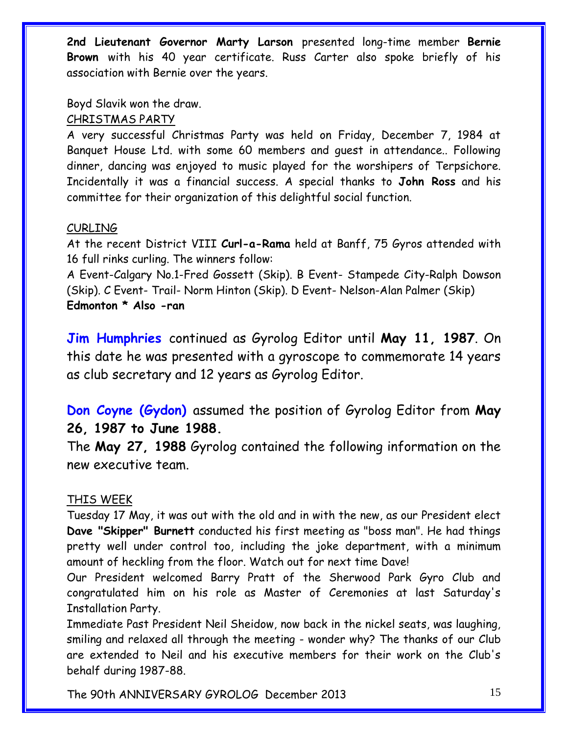**2nd Lieutenant Governor Marty Larson** presented long-time member **Bernie Brown** with his 40 year certificate. Russ Carter also spoke briefly of his association with Bernie over the years.

Boyd Slavik won the draw.

CHRISTMAS PARTY

A very successful Christmas Party was held on Friday, December 7, 1984 at Banquet House Ltd. with some 60 members and guest in attendance.. Following dinner, dancing was enjoyed to music played for the worshipers of Terpsichore. Incidentally it was a financial success. A special thanks to **John Ross** and his committee for their organization of this delightful social function.

CURLING

At the recent District VIII **Curl-a-Rama** held at Banff, 75 Gyros attended with 16 full rinks curling. The winners follow:

A Event-Calgary No.1-Fred Gossett (Skip). B Event- Stampede City-Ralph Dowson (Skip). C Event- Trail- Norm Hinton (Skip). D Event- Nelson-Alan Palmer (Skip)
**Edmonton * Also -ran**

**Jim Humphries** continued as Gyrolog Editor until **May 11, 1987**. On this date he was presented with a gyroscope to commemorate 14 years as club secretary and 12 years as Gyrolog Editor.

**Don Coyne (Gydon)** assumed the position of Gyrolog Editor from **May 26, 1987 to June 1988.**

The **May 27, 1988** Gyrolog contained the following information on the new executive team.

THIS WEEK

Tuesday 17 May, it was out with the old and in with the new, as our President elect **Dave "Skipper" Burnett** conducted his first meeting as "boss man". He had things pretty well under control too, including the joke department, with a minimum amount of heckling from the floor. Watch out for next time Dave!

Our President welcomed Barry Pratt of the Sherwood Park Gyro Club and congratulated him on his role as Master of Ceremonies at last Saturday's Installation Party.

Immediate Past President Neil Sheidow, now back in the nickel seats, was laughing, smiling and relaxed all through the meeting - wonder why? The thanks of our Club are extended to Neil and his executive members for their work on the Club's behalf during 1987-88.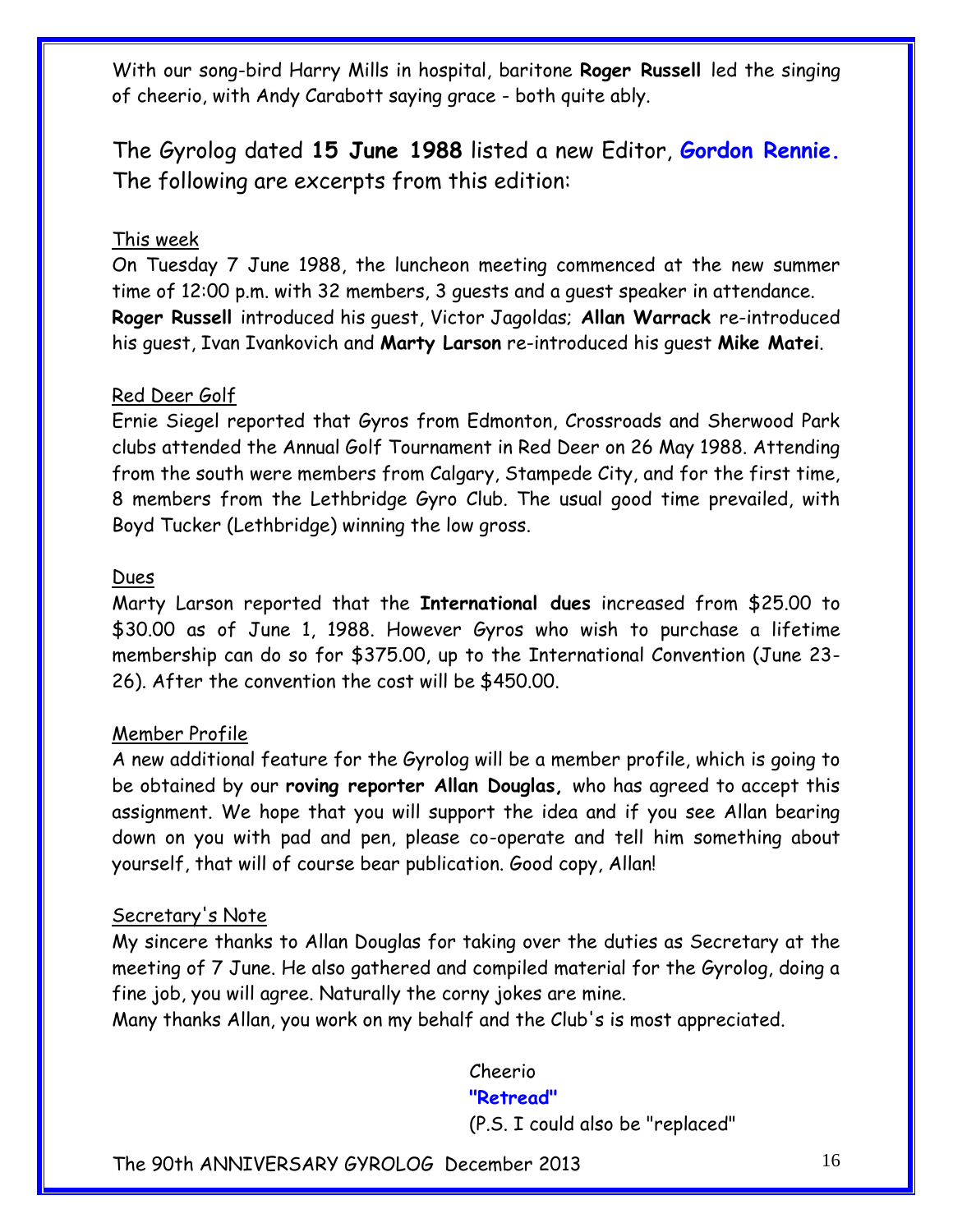With our song-bird Harry Mills in hospital, baritone **Roger Russell** led the singing of cheerio, with Andy Carabott saying grace - both quite ably.

The Gyrolog dated **15 June 1988** listed a new Editor, **Gordon Rennie.** The following are excerpts from this edition:

<u>This week</u>
On Tuesday 7 June 1988, the luncheon meeting commenced at the new summer time of 12:00 p.m. with 32 members, 3 guests and a guest speaker in attendance. **Roger Russell** introduced his guest, Victor Jagoldas; **Allan Warrack** re-introduced his guest, Ivan Ivankovich and **Marty Larson** re-introduced his guest **Mike Matei**.

<u>Red Deer Golf</u>
Ernie Siegel reported that Gyros from Edmonton, Crossroads and Sherwood Park clubs attended the Annual Golf Tournament in Red Deer on 26 May 1988. Attending from the south were members from Calgary, Stampede City, and for the first time, 8 members from the Lethbridge Gyro Club. The usual good time prevailed, with Boyd Tucker (Lethbridge) winning the low gross.

<u>Dues</u>
Marty Larson reported that the **International dues** increased from $25.00 to $30.00 as of June 1, 1988. However Gyros who wish to purchase a lifetime membership can do so for $375.00, up to the International Convention (June 23-26). After the convention the cost will be $450.00.

<u>Member Profile</u>
A new additional feature for the Gyrolog will be a member profile, which is going to be obtained by our **roving reporter Allan Douglas,** who has agreed to accept this assignment. We hope that you will support the idea and if you see Allan bearing down on you with pad and pen, please co-operate and tell him something about yourself, that will of course bear publication. Good copy, Allan!

<u>Secretary's Note</u>
My sincere thanks to Allan Douglas for taking over the duties as Secretary at the meeting of 7 June. He also gathered and compiled material for the Gyrolog, doing a fine job, you will agree. Naturally the corny jokes are mine.
Many thanks Allan, you work on my behalf and the Club's is most appreciated.

Cheerio
**"Retread"**
(P.S. I could also be "replaced"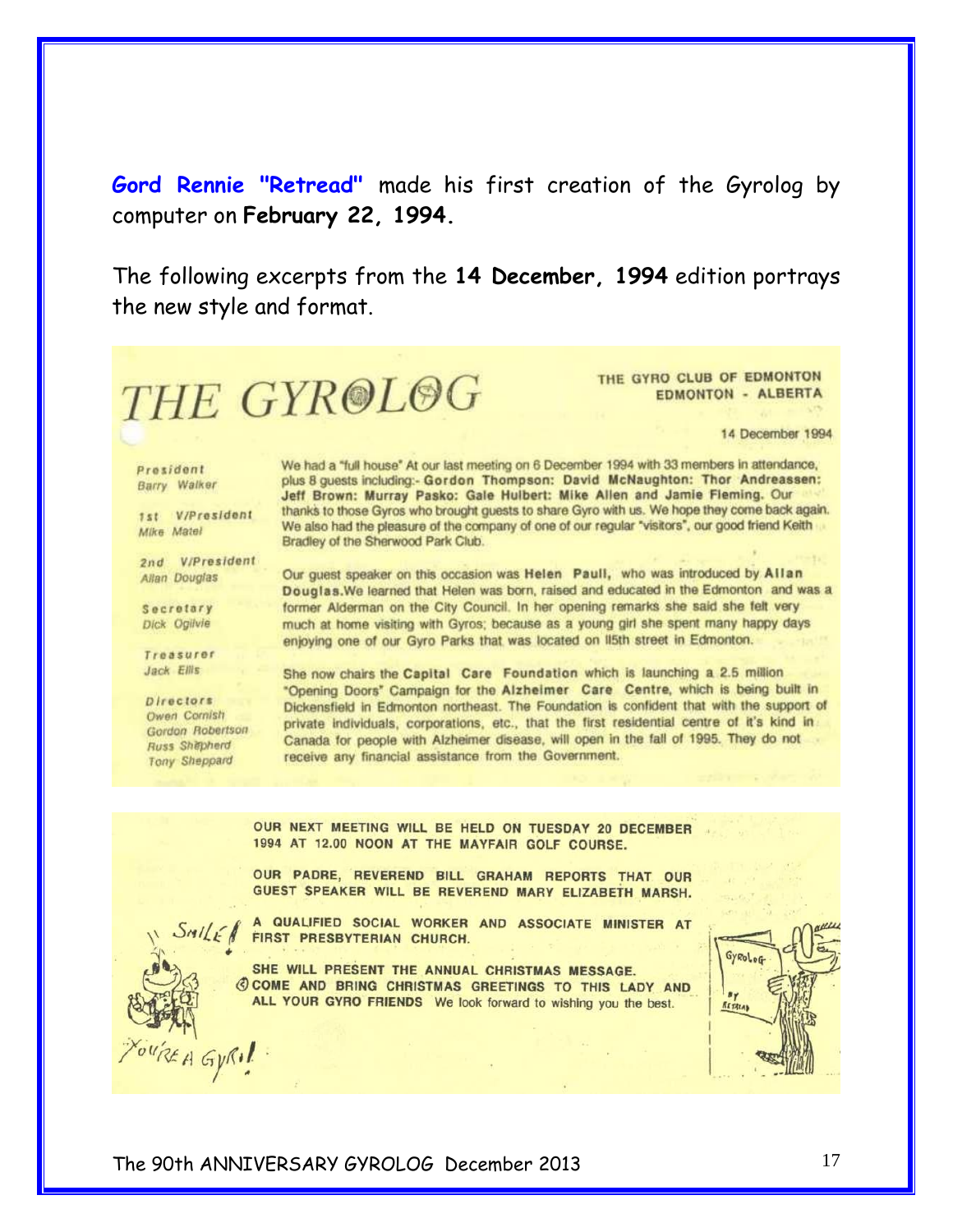**Gord Rennie "Retread"** made his first creation of the Gyrolog by computer on **February 22, 1994.**

The following excerpts from the **14 December, 1994** edition portrays the new style and format.

# THE GYROLOG

THE GYRO CLUB OF EDMONTON
EDMONTON - ALBERTA

14 December 1994

*President*
Barry Walker

*1st V/President*
Mike Matei

*2nd V/President*
Allan Douglas

*Secretary*
Dick Ogilvie

*Treasurer*
Jack Ellis

*Directors*
Owen Cornish
Gordon Robertson
Russ Shepherd
Tony Sheppard

We had a "full house" At our last meeting on 6 December 1994 with 33 members in attendance, plus 8 guests including:- **Gordon Thompson: David McNaughton: Thor Andreassen: Jeff Brown: Murray Pasko: Gale Hulbert: Mike Allen and Jamie Fleming.** Our thanks to those Gyros who brought guests to share Gyro with us. We hope they come back again. We also had the pleasure of the company of one of our regular "visitors", our good friend Keith Bradley of the Sherwood Park Club.

Our guest speaker on this occasion was **Helen Paull,** who was introduced by **Allan Douglas.** We learned that Helen was born, raised and educated in the Edmonton and was a former Alderman on the City Council. In her opening remarks she said she felt very much at home visiting with Gyros; because as a young girl she spent many happy days enjoying one of our Gyro Parks that was located on II5th street in Edmonton.

She now chairs the **Capital Care Foundation** which is launching a 2.5 million "Opening Doors" Campaign for the **Alzheimer Care Centre,** which is being built in Dickensfield in Edmonton northeast. The Foundation is confident that with the support of private individuals, corporations, etc., that the first residential centre of it's kind in Canada for people with Alzheimer disease, will open in the fall of 1995. They do not receive any financial assistance from the Government.

OUR NEXT MEETING WILL BE HELD ON TUESDAY 20 DECEMBER 1994 AT 12.00 NOON AT THE MAYFAIR GOLF COURSE.

OUR PADRE, REVEREND BILL GRAHAM REPORTS THAT OUR GUEST SPEAKER WILL BE REVEREND MARY ELIZABETH MARSH.

A QUALIFIED SOCIAL WORKER AND ASSOCIATE MINISTER AT FIRST PRESBYTERIAN CHURCH.

SHE WILL PRESENT THE ANNUAL CHRISTMAS MESSAGE.
COME AND BRING CHRISTMAS GREETINGS TO THIS LADY AND ALL YOUR GYRO FRIENDS We look forward to wishing you the best.

SMILE! YOU'RE A GYRO!

GYROLOG BY RETREAD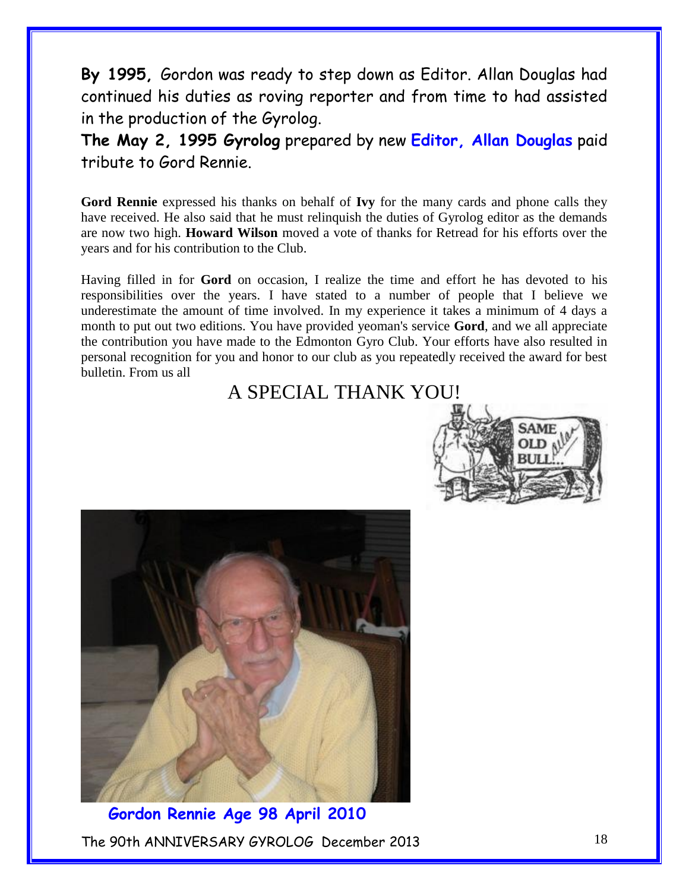**By 1995,** Gordon was ready to step down as Editor. Allan Douglas had continued his duties as roving reporter and from time to had assisted in the production of the Gyrolog.

**The May 2, 1995 Gyrolog** prepared by new **Editor, Allan Douglas** paid tribute to Gord Rennie.

**Gord Rennie** expressed his thanks on behalf of **Ivy** for the many cards and phone calls they have received. He also said that he must relinquish the duties of Gyrolog editor as the demands are now two high. **Howard Wilson** moved a vote of thanks for Retread for his efforts over the years and for his contribution to the Club.

Having filled in for **Gord** on occasion, I realize the time and effort he has devoted to his responsibilities over the years. I have stated to a number of people that I believe we underestimate the amount of time involved. In my experience it takes a minimum of 4 days a month to put out two editions. You have provided yeoman's service **Gord**, and we all appreciate the contribution you have made to the Edmonton Gyro Club. Your efforts have also resulted in personal recognition for you and honor to our club as you repeatedly received the award for best bulletin. From us all

A SPECIAL THANK YOU!

**Gordon Rennie Age 98 April 2010**

The 90th ANNIVERSARY GYROLOG December 2013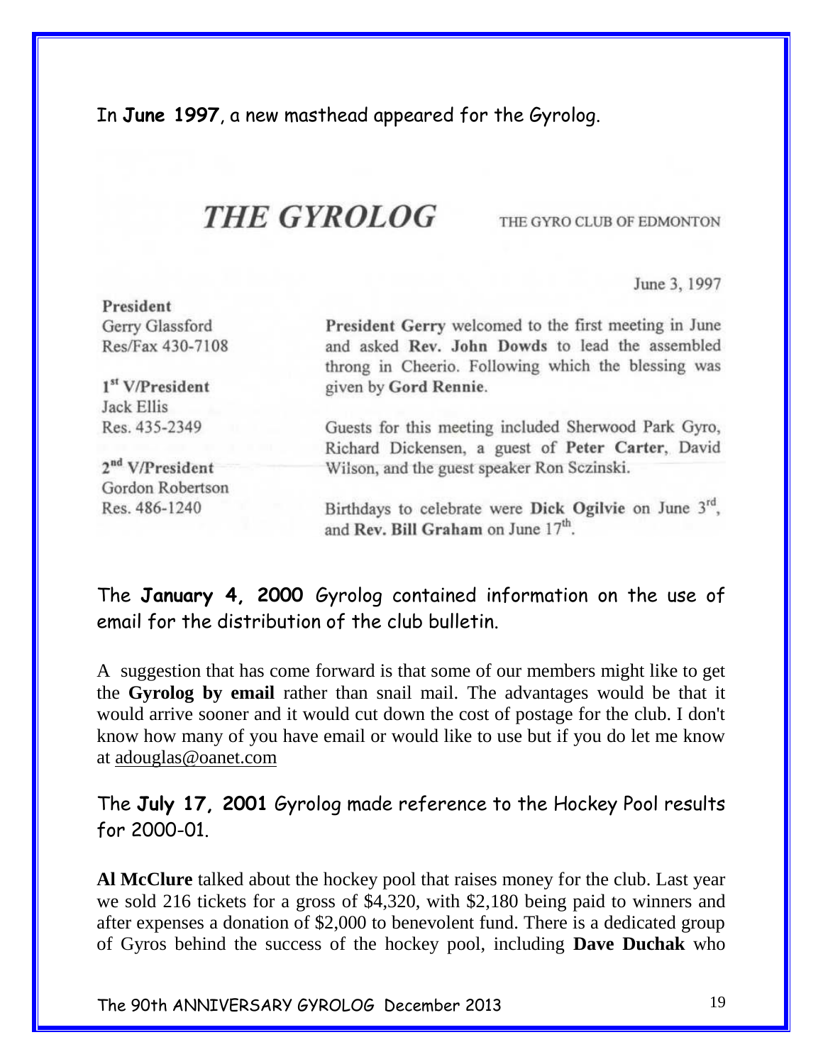In **June 1997**, a new masthead appeared for the Gyrolog.

# *THE GYROLOG*

THE GYRO CLUB OF EDMONTON

June 3, 1997

**President**
Gerry Glassford
Res/Fax 430-7108

**1st V/President**
Jack Ellis
Res. 435-2349

**2nd V/President**
Gordon Robertson
Res. 486-1240

**President Gerry** welcomed to the first meeting in June and asked **Rev. John Dowds** to lead the assembled throng in Cheerio. Following which the blessing was given by **Gord Rennie**.

Guests for this meeting included Sherwood Park Gyro, Richard Dickensen, a guest of **Peter Carter**, David Wilson, and the guest speaker Ron Sczinski.

Birthdays to celebrate were **Dick Ogilvie** on June 3rd, and **Rev. Bill Graham** on June 17th.

The **January 4, 2000** Gyrolog contained information on the use of email for the distribution of the club bulletin.

A suggestion that has come forward is that some of our members might like to get the **Gyrolog by email** rather than snail mail. The advantages would be that it would arrive sooner and it would cut down the cost of postage for the club. I don't know how many of you have email or would like to use but if you do let me know at adouglas@oanet.com

The **July 17, 2001** Gyrolog made reference to the Hockey Pool results for 2000-01.

**Al McClure** talked about the hockey pool that raises money for the club. Last year we sold 216 tickets for a gross of $4,320, with $2,180 being paid to winners and after expenses a donation of $2,000 to benevolent fund. There is a dedicated group of Gyros behind the success of the hockey pool, including **Dave Duchak** who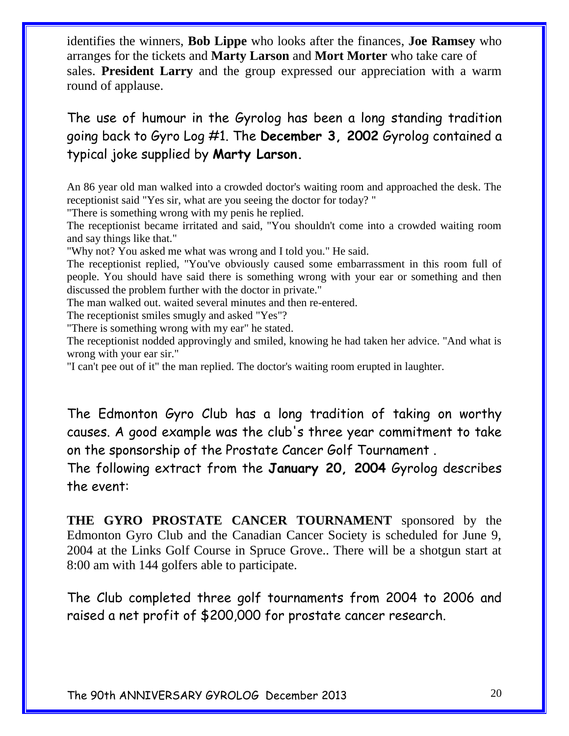identifies the winners, **Bob Lippe** who looks after the finances, **Joe Ramsey** who arranges for the tickets and **Marty Larson** and **Mort Morter** who take care of sales. **President Larry** and the group expressed our appreciation with a warm round of applause.

The use of humour in the Gyrolog has been a long standing tradition going back to Gyro Log #1. The **December 3, 2002** Gyrolog contained a typical joke supplied by **Marty Larson.**

An 86 year old man walked into a crowded doctor's waiting room and approached the desk. The receptionist said "Yes sir, what are you seeing the doctor for today? "

"There is something wrong with my penis he replied.

The receptionist became irritated and said, "You shouldn't come into a crowded waiting room and say things like that."

"Why not? You asked me what was wrong and I told you." He said.

The receptionist replied, "You've obviously caused some embarrassment in this room full of people. You should have said there is something wrong with your ear or something and then discussed the problem further with the doctor in private."

The man walked out. waited several minutes and then re-entered.

The receptionist smiles smugly and asked "Yes"?

"There is something wrong with my ear" he stated.

The receptionist nodded approvingly and smiled, knowing he had taken her advice. "And what is wrong with your ear sir."

"I can't pee out of it" the man replied. The doctor's waiting room erupted in laughter.

The Edmonton Gyro Club has a long tradition of taking on worthy causes. A good example was the club's three year commitment to take on the sponsorship of the Prostate Cancer Golf Tournament .

The following extract from the **January 20, 2004** Gyrolog describes the event:

**THE GYRO PROSTATE CANCER TOURNAMENT** sponsored by the Edmonton Gyro Club and the Canadian Cancer Society is scheduled for June 9, 2004 at the Links Golf Course in Spruce Grove.. There will be a shotgun start at 8:00 am with 144 golfers able to participate.

The Club completed three golf tournaments from 2004 to 2006 and raised a net profit of $200,000 for prostate cancer research.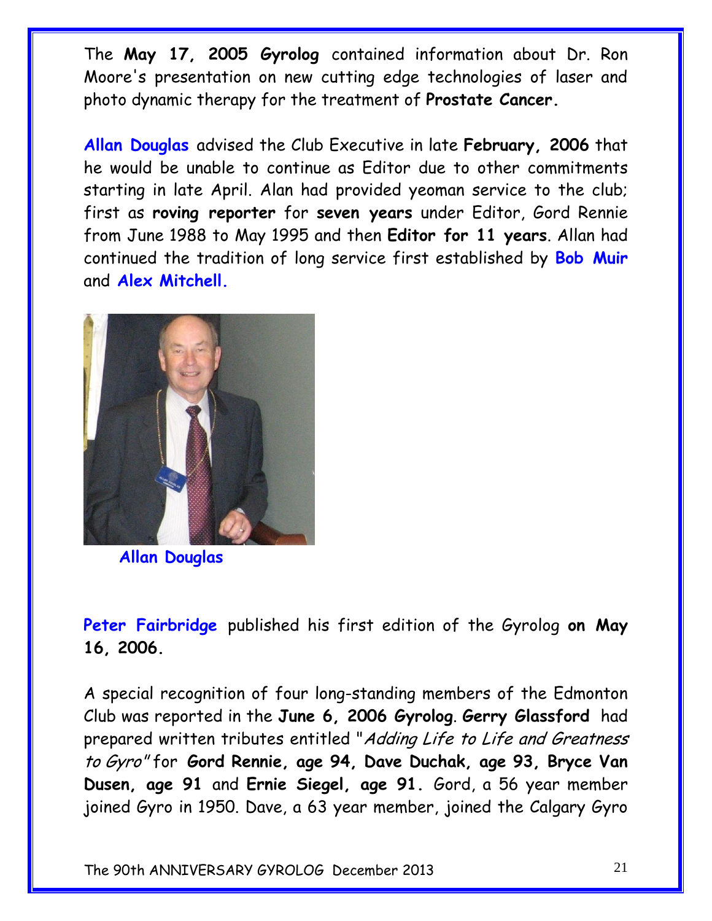The **May 17, 2005 Gyrolog** contained information about Dr. Ron Moore's presentation on new cutting edge technologies of laser and photo dynamic therapy for the treatment of **Prostate Cancer.**

**Allan Douglas** advised the Club Executive in late **February, 2006** that he would be unable to continue as Editor due to other commitments starting in late April. Alan had provided yeoman service to the club; first as **roving reporter** for **seven years** under Editor, Gord Rennie from June 1988 to May 1995 and then **Editor for 11 years**. Allan had continued the tradition of long service first established by **Bob Muir** and **Alex Mitchell.**

**Allan Douglas**

**Peter Fairbridge** published his first edition of the Gyrolog **on May 16, 2006.**

A special recognition of four long-standing members of the Edmonton Club was reported in the **June 6, 2006 Gyrolog**. **Gerry Glassford** had prepared written tributes entitled "*Adding Life to Life and Greatness to Gyro*" for **Gord Rennie, age 94, Dave Duchak, age 93, Bryce Van Dusen, age 91** and **Ernie Siegel, age 91.** Gord, a 56 year member joined Gyro in 1950. Dave, a 63 year member, joined the Calgary Gyro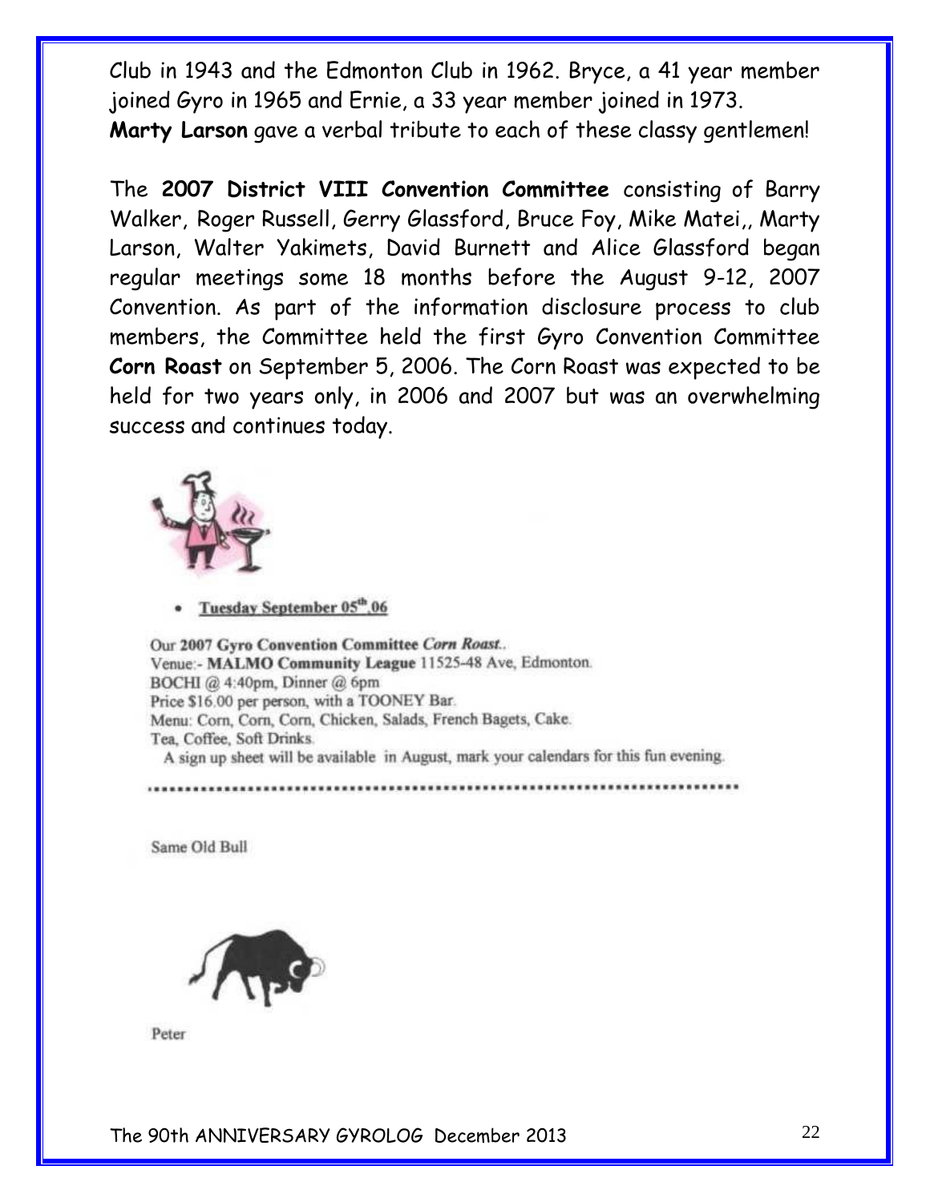Club in 1943 and the Edmonton Club in 1962. Bryce, a 41 year member joined Gyro in 1965 and Ernie, a 33 year member joined in 1973. **Marty Larson** gave a verbal tribute to each of these classy gentlemen!

The **2007 District VIII Convention Committee** consisting of Barry Walker, Roger Russell, Gerry Glassford, Bruce Foy, Mike Matei,, Marty Larson, Walter Yakimets, David Burnett and Alice Glassford began regular meetings some 18 months before the August 9-12, 2007 Convention. As part of the information disclosure process to club members, the Committee held the first Gyro Convention Committee **Corn Roast** on September 5, 2006. The Corn Roast was expected to be held for two years only, in 2006 and 2007 but was an overwhelming success and continues today.

- **Tuesday September 05th,06**

Our **2007 Gyro Convention Committee** ***Corn Roast***..
Venue:- **MALMO Community League** 11525-48 Ave, Edmonton.
BOCHI @ 4:40pm, Dinner @ 6pm
Price $16.00 per person, with a TOONEY Bar.
Menu: Corn, Corn, Corn, Chicken, Salads, French Bagets, Cake.
Tea, Coffee, Soft Drinks.
A sign up sheet will be available in August, mark your calendars for this fun evening.

Same Old Bull

Peter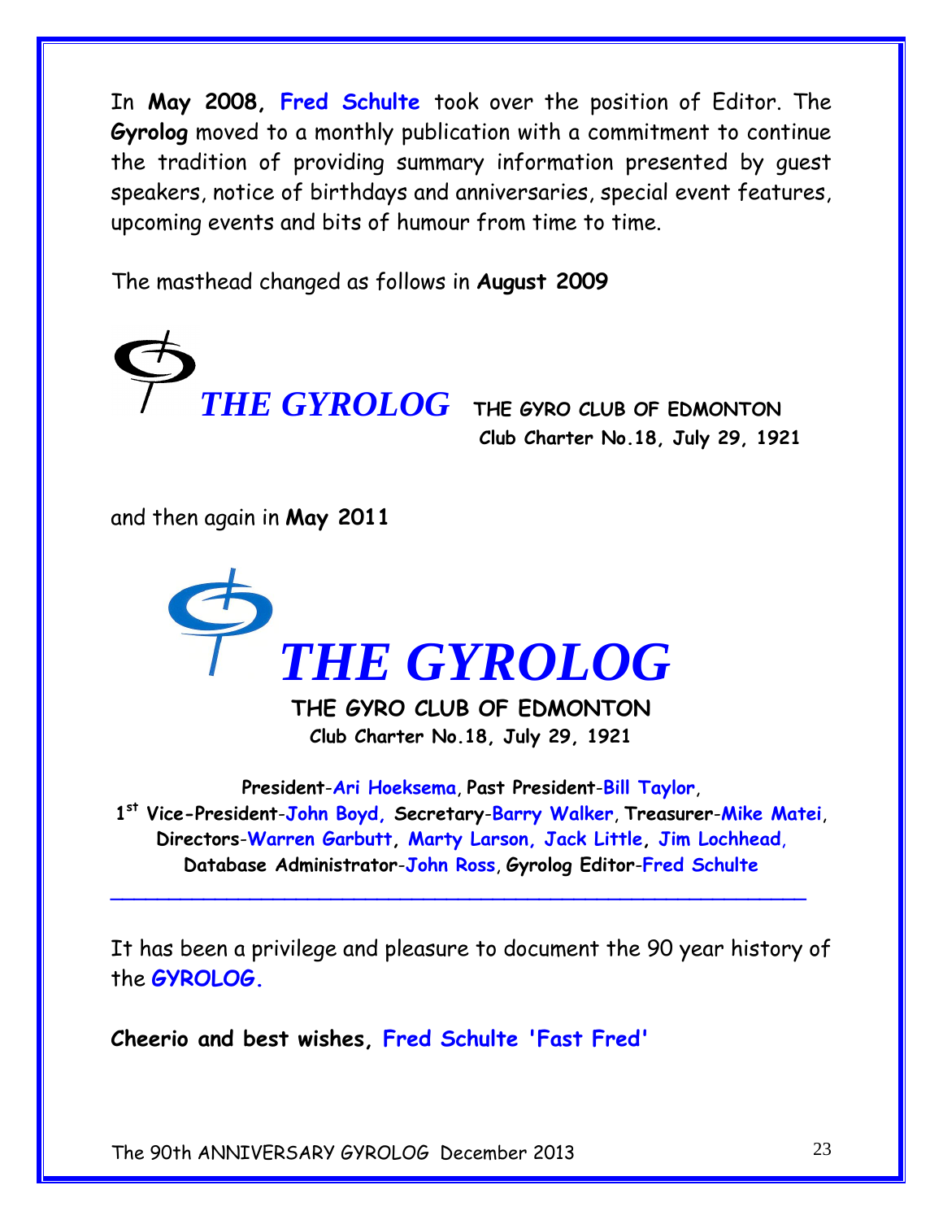In **May 2008**, **Fred Schulte** took over the position of Editor. The **Gyrolog** moved to a monthly publication with a commitment to continue the tradition of providing summary information presented by guest speakers, notice of birthdays and anniversaries, special event features, upcoming events and bits of humour from time to time.

The masthead changed as follows in **August 2009**

***THE GYROLOG*** **THE GYRO CLUB OF EDMONTON**
**Club Charter No.18, July 29, 1921**

and then again in **May 2011**

# *THE GYROLOG*

**THE GYRO CLUB OF EDMONTON**
**Club Charter No.18, July 29, 1921**

**President-Ari Hoeksema**, **Past President-Bill Taylor**,
**1st Vice-President-John Boyd, Secretary-Barry Walker**, **Treasurer-Mike Matei**,
**Directors-Warren Garbutt, Marty Larson, Jack Little, Jim Lochhead,**
**Database Administrator-John Ross**, **Gyrolog Editor-Fred Schulte**

---

It has been a privilege and pleasure to document the 90 year history of the **GYROLOG.**

**Cheerio and best wishes, Fred Schulte 'Fast Fred'**

The 90th ANNIVERSARY GYROLOG December 2013